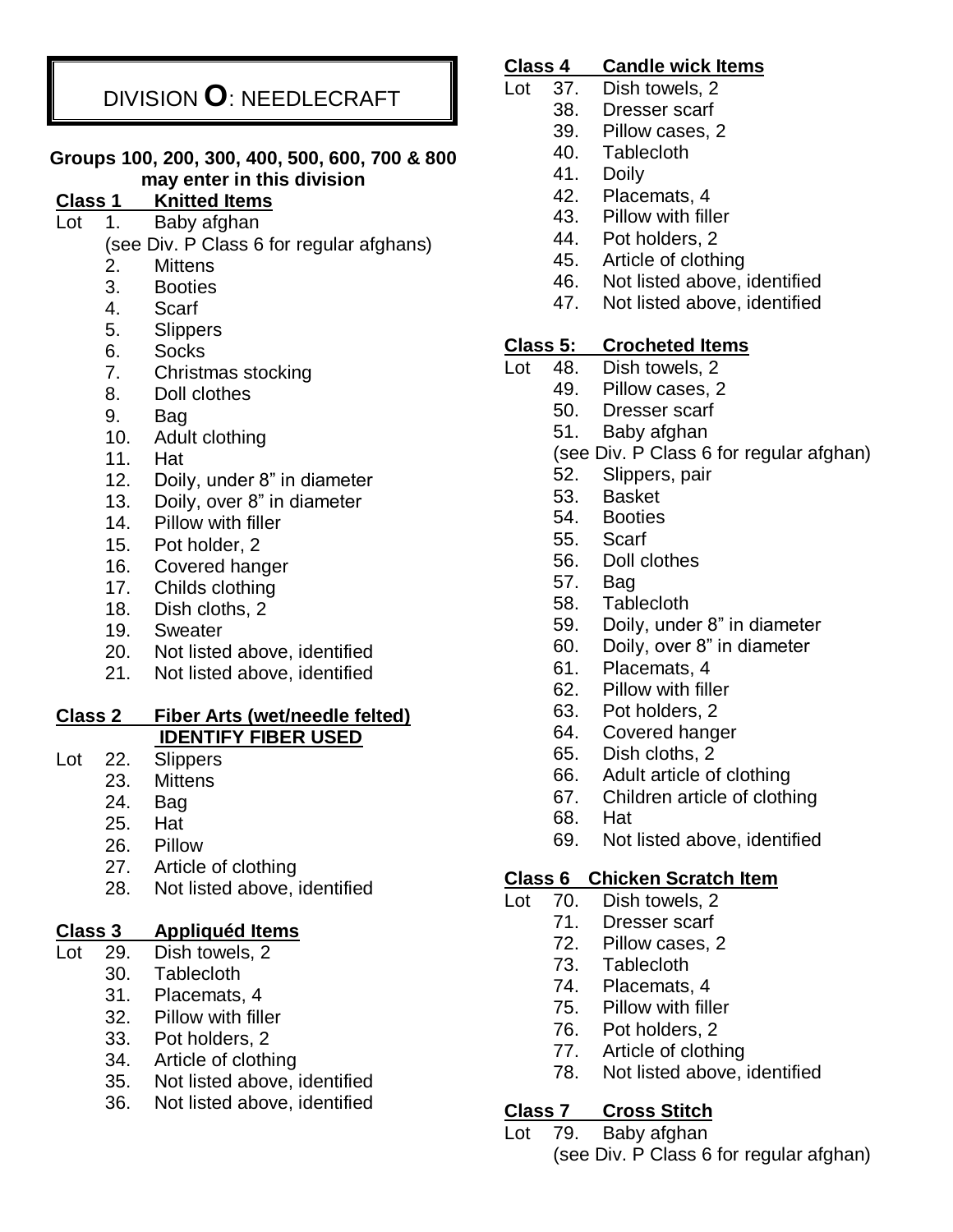# DIVISION O: NEEDLECRAFT

**Groups 100, 200, 300, 400, 500, 600, 700 & 800 may enter in this division**

## Class 1 Knitted Items

Lot
1. Baby afghan
   (see Div. P Class 6 for regular afghans)
2. Mittens
3. Booties
4. Scarf
5. Slippers
6. Socks
7. Christmas stocking
8. Doll clothes
9. Bag
10. Adult clothing
11. Hat
12. Doily, under 8" in diameter
13. Doily, over 8" in diameter
14. Pillow with filler
15. Pot holder, 2
16. Covered hanger
17. Childs clothing
18. Dish cloths, 2
19. Sweater
20. Not listed above, identified
21. Not listed above, identified

## Class 2 Fiber Arts (wet/needle felted) IDENTIFY FIBER USED

Lot
22. Slippers
23. Mittens
24. Bag
25. Hat
26. Pillow
27. Article of clothing
28. Not listed above, identified

## Class 3 Appliquéd Items

Lot
29. Dish towels, 2
30. Tablecloth
31. Placemats, 4
32. Pillow with filler
33. Pot holders, 2
34. Article of clothing
35. Not listed above, identified
36. Not listed above, identified

## Class 4 Candle wick Items

Lot
37. Dish towels, 2
38. Dresser scarf
39. Pillow cases, 2
40. Tablecloth
41. Doily
42. Placemats, 4
43. Pillow with filler
44. Pot holders, 2
45. Article of clothing
46. Not listed above, identified
47. Not listed above, identified

## Class 5: Crocheted Items

Lot
48. Dish towels, 2
49. Pillow cases, 2
50. Dresser scarf
51. Baby afghan
    (see Div. P Class 6 for regular afghan)
52. Slippers, pair
53. Basket
54. Booties
55. Scarf
56. Doll clothes
57. Bag
58. Tablecloth
59. Doily, under 8" in diameter
60. Doily, over 8" in diameter
61. Placemats, 4
62. Pillow with filler
63. Pot holders, 2
64. Covered hanger
65. Dish cloths, 2
66. Adult article of clothing
67. Children article of clothing
68. Hat
69. Not listed above, identified

## Class 6 Chicken Scratch Item

Lot
70. Dish towels, 2
71. Dresser scarf
72. Pillow cases, 2
73. Tablecloth
74. Placemats, 4
75. Pillow with filler
76. Pot holders, 2
77. Article of clothing
78. Not listed above, identified

## Class 7 Cross Stitch

Lot
79. Baby afghan
    (see Div. P Class 6 for regular afghan)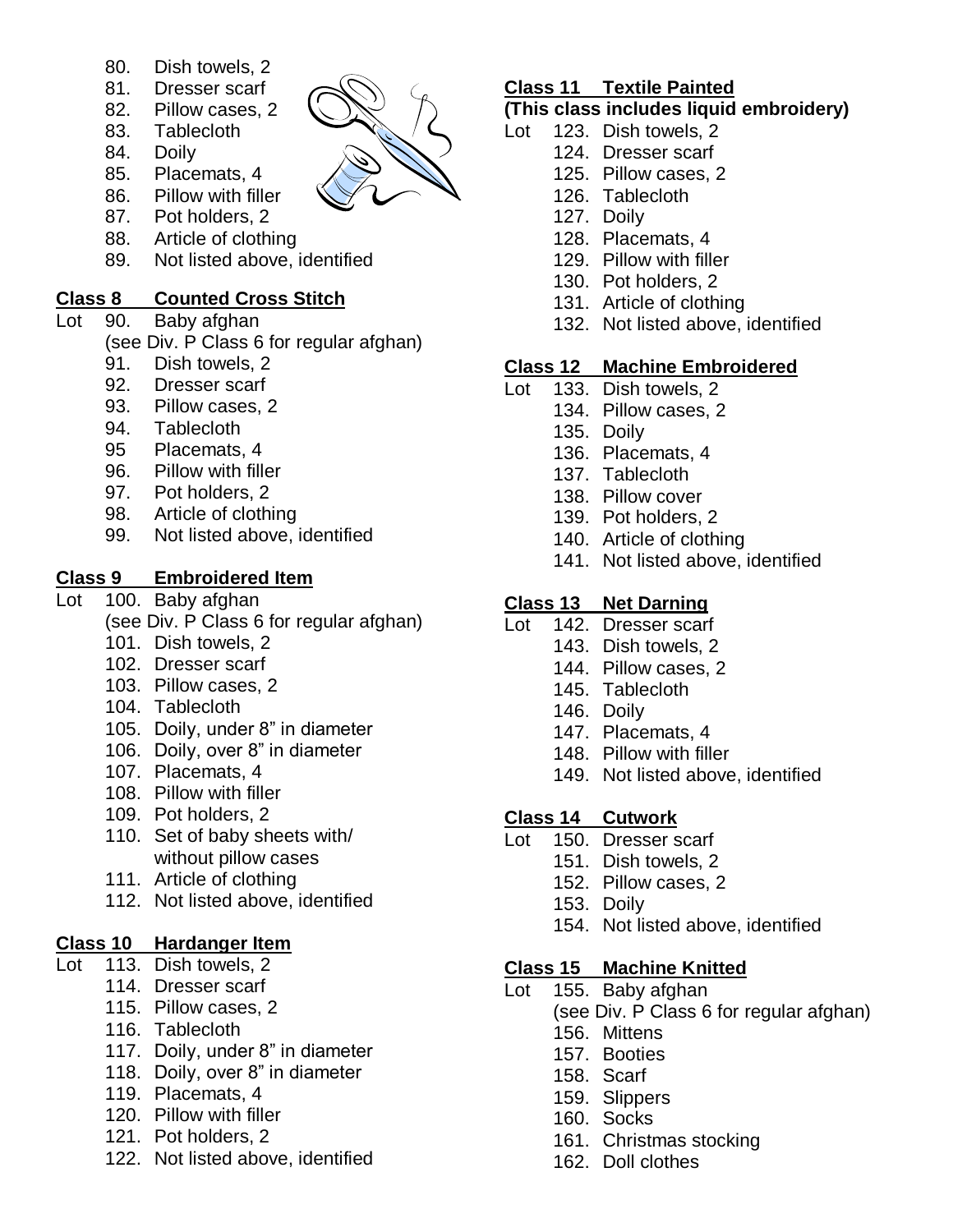80. Dish towels, 2
81. Dresser scarf
82. Pillow cases, 2
83. Tablecloth
84. Doily
85. Placemats, 4
86. Pillow with filler
87. Pot holders, 2
88. Article of clothing
89. Not listed above, identified

## Class 8 Counted Cross Stitch

Lot 90. Baby afghan
(see Div. P Class 6 for regular afghan)
91. Dish towels, 2
92. Dresser scarf
93. Pillow cases, 2
94. Tablecloth
95 Placemats, 4
96. Pillow with filler
97. Pot holders, 2
98. Article of clothing
99. Not listed above, identified

## Class 9 Embroidered Item

Lot 100. Baby afghan
(see Div. P Class 6 for regular afghan)
101. Dish towels, 2
102. Dresser scarf
103. Pillow cases, 2
104. Tablecloth
105. Doily, under 8" in diameter
106. Doily, over 8" in diameter
107. Placemats, 4
108. Pillow with filler
109. Pot holders, 2
110. Set of baby sheets with/ without pillow cases
111. Article of clothing
112. Not listed above, identified

## Class 10 Hardanger Item

Lot 113. Dish towels, 2
114. Dresser scarf
115. Pillow cases, 2
116. Tablecloth
117. Doily, under 8" in diameter
118. Doily, over 8" in diameter
119. Placemats, 4
120. Pillow with filler
121. Pot holders, 2
122. Not listed above, identified

## Class 11 Textile Painted

**(This class includes liquid embroidery)**

Lot 123. Dish towels, 2
124. Dresser scarf
125. Pillow cases, 2
126. Tablecloth
127. Doily
128. Placemats, 4
129. Pillow with filler
130. Pot holders, 2
131. Article of clothing
132. Not listed above, identified

## Class 12 Machine Embroidered

Lot 133. Dish towels, 2
134. Pillow cases, 2
135. Doily
136. Placemats, 4
137. Tablecloth
138. Pillow cover
139. Pot holders, 2
140. Article of clothing
141. Not listed above, identified

## Class 13 Net Darning

Lot 142. Dresser scarf
143. Dish towels, 2
144. Pillow cases, 2
145. Tablecloth
146. Doily
147. Placemats, 4
148. Pillow with filler
149. Not listed above, identified

## Class 14 Cutwork

Lot 150. Dresser scarf
151. Dish towels, 2
152. Pillow cases, 2
153. Doily
154. Not listed above, identified

## Class 15 Machine Knitted

Lot 155. Baby afghan
(see Div. P Class 6 for regular afghan)
156. Mittens
157. Booties
158. Scarf
159. Slippers
160. Socks
161. Christmas stocking
162. Doll clothes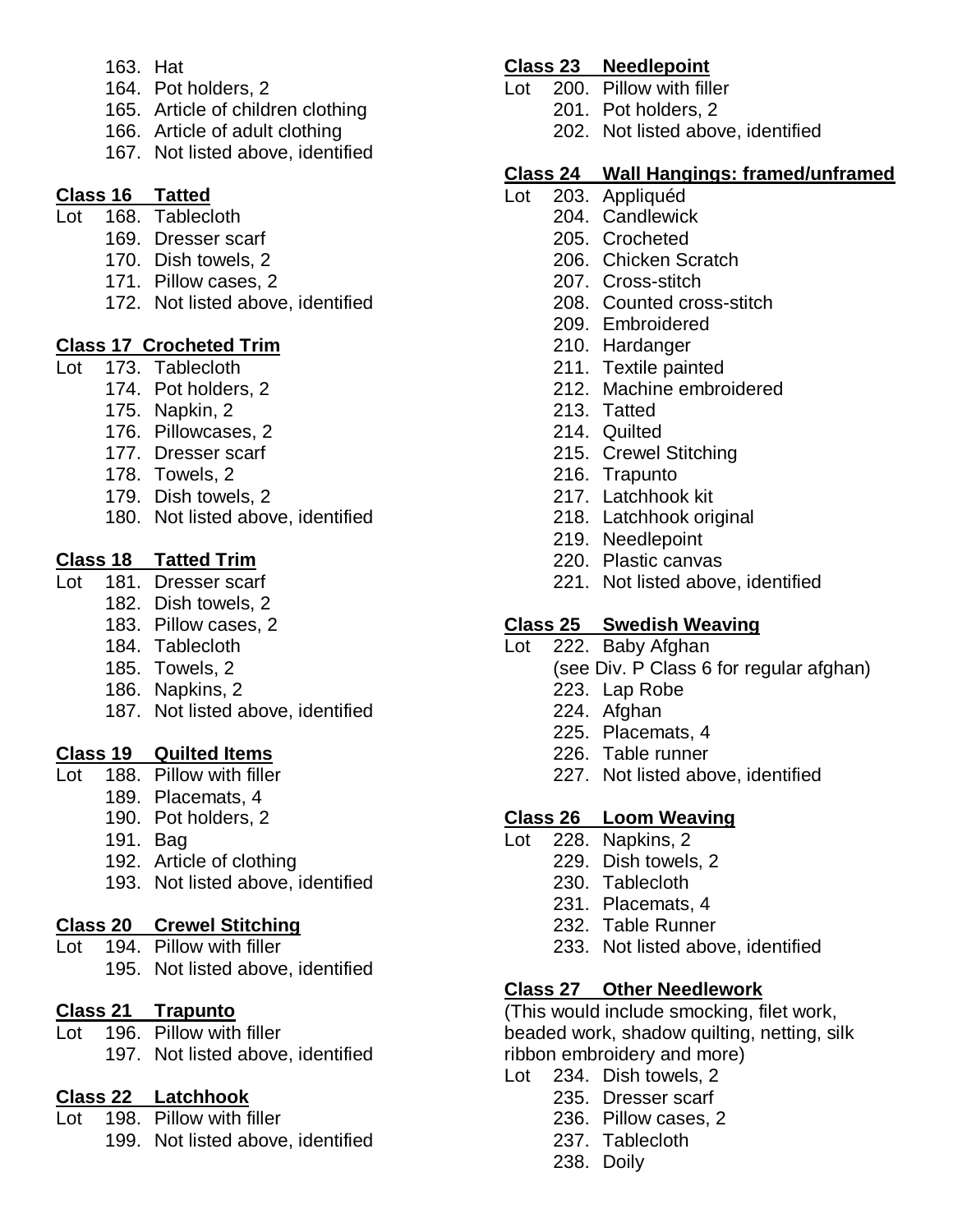163. Hat
164. Pot holders, 2
165. Article of children clothing
166. Article of adult clothing
167. Not listed above, identified

**Class 16 Tatted**

Lot 168. Tablecloth
169. Dresser scarf
170. Dish towels, 2
171. Pillow cases, 2
172. Not listed above, identified

**Class 17 Crocheted Trim**

Lot 173. Tablecloth
174. Pot holders, 2
175. Napkin, 2
176. Pillowcases, 2
177. Dresser scarf
178. Towels, 2
179. Dish towels, 2
180. Not listed above, identified

**Class 18 Tatted Trim**

Lot 181. Dresser scarf
182. Dish towels, 2
183. Pillow cases, 2
184. Tablecloth
185. Towels, 2
186. Napkins, 2
187. Not listed above, identified

**Class 19 Quilted Items**

Lot 188. Pillow with filler
189. Placemats, 4
190. Pot holders, 2
191. Bag
192. Article of clothing
193. Not listed above, identified

**Class 20 Crewel Stitching**

Lot 194. Pillow with filler
195. Not listed above, identified

**Class 21 Trapunto**

Lot 196. Pillow with filler
197. Not listed above, identified

**Class 22 Latchhook**

Lot 198. Pillow with filler
199. Not listed above, identified

**Class 23 Needlepoint**

Lot 200. Pillow with filler
201. Pot holders, 2
202. Not listed above, identified

**Class 24 Wall Hangings: framed/unframed**

Lot 203. Appliquéd
204. Candlewick
205. Crocheted
206. Chicken Scratch
207. Cross-stitch
208. Counted cross-stitch
209. Embroidered
210. Hardanger
211. Textile painted
212. Machine embroidered
213. Tatted
214. Quilted
215. Crewel Stitching
216. Trapunto
217. Latchhook kit
218. Latchhook original
219. Needlepoint
220. Plastic canvas
221. Not listed above, identified

**Class 25 Swedish Weaving**

Lot 222. Baby Afghan
(see Div. P Class 6 for regular afghan)
223. Lap Robe
224. Afghan
225. Placemats, 4
226. Table runner
227. Not listed above, identified

**Class 26 Loom Weaving**

Lot 228. Napkins, 2
229. Dish towels, 2
230. Tablecloth
231. Placemats, 4
232. Table Runner
233. Not listed above, identified

**Class 27 Other Needlework**

(This would include smocking, filet work, beaded work, shadow quilting, netting, silk ribbon embroidery and more)

Lot 234. Dish towels, 2
235. Dresser scarf
236. Pillow cases, 2
237. Tablecloth
238. Doily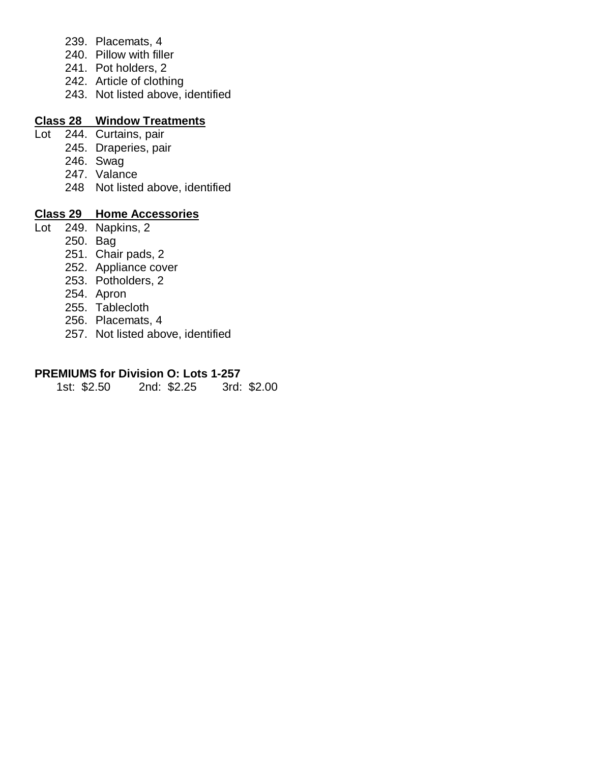239. Placemats, 4
240. Pillow with filler
241. Pot holders, 2
242. Article of clothing
243. Not listed above, identified

**Class 28 Window Treatments**

Lot 244. Curtains, pair
245. Draperies, pair
246. Swag
247. Valance
248 Not listed above, identified

**Class 29 Home Accessories**

Lot 249. Napkins, 2
250. Bag
251. Chair pads, 2
252. Appliance cover
253. Potholders, 2
254. Apron
255. Tablecloth
256. Placemats, 4
257. Not listed above, identified

**PREMIUMS for Division O: Lots 1-257**

1st: $2.50 2nd: $2.25 3rd: $2.00